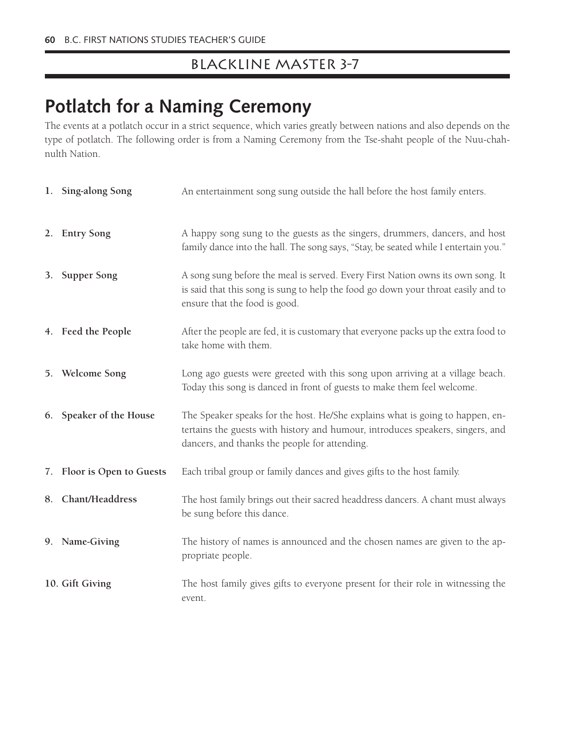## BLACKLINE MASTER 3-7

# Potlatch for a Naming Ceremony

The events at a potlatch occur in a strict sequence, which varies greatly between nations and also depends on the type of potlatch. The following order is from a Naming Ceremony from the Tse-shaht people of the Nuu-chah-nulth Nation.

| | |
|---|---|
| **1. Sing-along Song** | An entertainment song sung outside the hall before the host family enters. |
| **2. Entry Song** | A happy song sung to the guests as the singers, drummers, dancers, and host family dance into the hall. The song says, "Stay, be seated while I entertain you." |
| **3. Supper Song** | A song sung before the meal is served. Every First Nation owns its own song. It is said that this song is sung to help the food go down your throat easily and to ensure that the food is good. |
| **4. Feed the People** | After the people are fed, it is customary that everyone packs up the extra food to take home with them. |
| **5. Welcome Song** | Long ago guests were greeted with this song upon arriving at a village beach. Today this song is danced in front of guests to make them feel welcome. |
| **6. Speaker of the House** | The Speaker speaks for the host. He/She explains what is going to happen, entertains the guests with history and humour, introduces speakers, singers, and dancers, and thanks the people for attending. |
| **7. Floor is Open to Guests** | Each tribal group or family dances and gives gifts to the host family. |
| **8. Chant/Headdress** | The host family brings out their sacred headdress dancers. A chant must always be sung before this dance. |
| **9. Name-Giving** | The history of names is announced and the chosen names are given to the appropriate people. |
| **10. Gift Giving** | The host family gives gifts to everyone present for their role in witnessing the event. |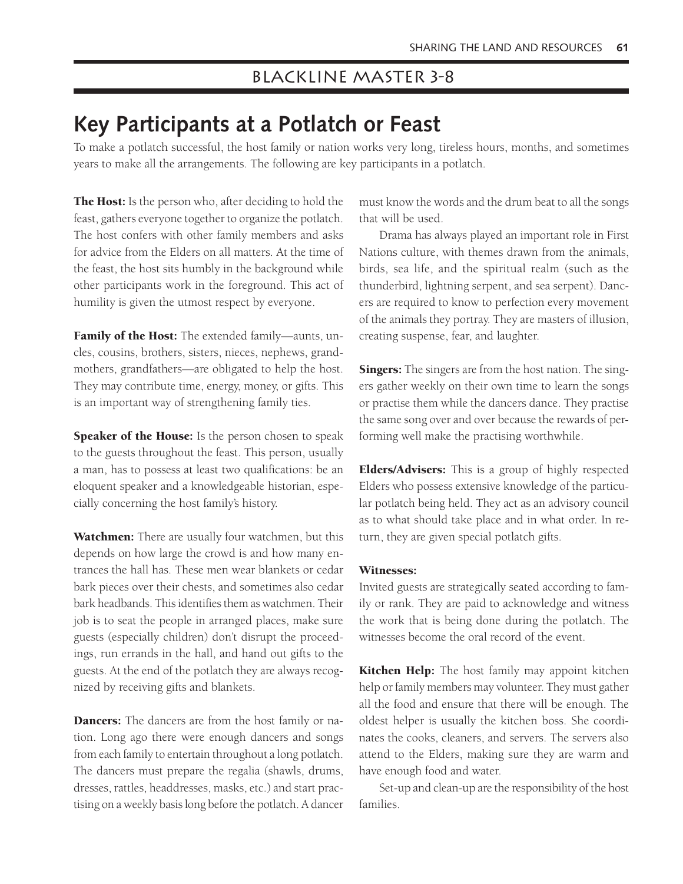## BLACKLINE MASTER 3-8

# Key Participants at a Potlatch or Feast

To make a potlatch successful, the host family or nation works very long, tireless hours, months, and sometimes years to make all the arrangements. The following are key participants in a potlatch.

**The Host:** Is the person who, after deciding to hold the feast, gathers everyone together to organize the potlatch. The host confers with other family members and asks for advice from the Elders on all matters. At the time of the feast, the host sits humbly in the background while other participants work in the foreground. This act of humility is given the utmost respect by everyone.

**Family of the Host:** The extended family—aunts, uncles, cousins, brothers, sisters, nieces, nephews, grandmothers, grandfathers—are obligated to help the host. They may contribute time, energy, money, or gifts. This is an important way of strengthening family ties.

**Speaker of the House:** Is the person chosen to speak to the guests throughout the feast. This person, usually a man, has to possess at least two qualifications: be an eloquent speaker and a knowledgeable historian, especially concerning the host family's history.

**Watchmen:** There are usually four watchmen, but this depends on how large the crowd is and how many entrances the hall has. These men wear blankets or cedar bark pieces over their chests, and sometimes also cedar bark headbands. This identifies them as watchmen. Their job is to seat the people in arranged places, make sure guests (especially children) don't disrupt the proceedings, run errands in the hall, and hand out gifts to the guests. At the end of the potlatch they are always recognized by receiving gifts and blankets.

**Dancers:** The dancers are from the host family or nation. Long ago there were enough dancers and songs from each family to entertain throughout a long potlatch. The dancers must prepare the regalia (shawls, drums, dresses, rattles, headdresses, masks, etc.) and start practising on a weekly basis long before the potlatch. A dancer must know the words and the drum beat to all the songs that will be used.

Drama has always played an important role in First Nations culture, with themes drawn from the animals, birds, sea life, and the spiritual realm (such as the thunderbird, lightning serpent, and sea serpent). Dancers are required to know to perfection every movement of the animals they portray. They are masters of illusion, creating suspense, fear, and laughter.

**Singers:** The singers are from the host nation. The singers gather weekly on their own time to learn the songs or practise them while the dancers dance. They practise the same song over and over because the rewards of performing well make the practising worthwhile.

**Elders/Advisers:** This is a group of highly respected Elders who possess extensive knowledge of the particular potlatch being held. They act as an advisory council as to what should take place and in what order. In return, they are given special potlatch gifts.

**Witnesses:**
Invited guests are strategically seated according to family or rank. They are paid to acknowledge and witness the work that is being done during the potlatch. The witnesses become the oral record of the event.

**Kitchen Help:** The host family may appoint kitchen help or family members may volunteer. They must gather all the food and ensure that there will be enough. The oldest helper is usually the kitchen boss. She coordinates the cooks, cleaners, and servers. The servers also attend to the Elders, making sure they are warm and have enough food and water.

Set-up and clean-up are the responsibility of the host families.